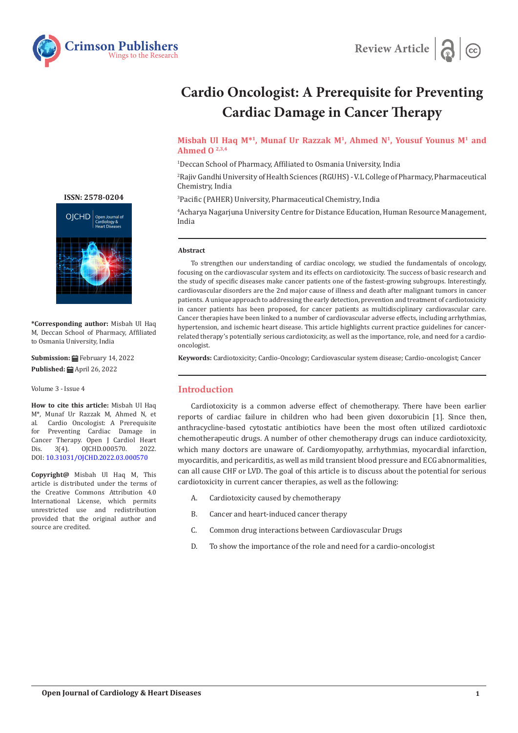Review Article

# Cardio Oncologist: A Prerequisite for Preventing Cardiac Damage in Cancer Therapy

**Misbah Ul Haq M*[1], Munaf Ur Razzak M[1], Ahmed N[1], Yousuf Younus M[1] and Ahmed O [2,3,4]**

[1]Deccan School of Pharmacy, Affiliated to Osmania University, India

[2]Rajiv Gandhi University of Health Sciences (RGUHS) - V.L College of Pharmacy, Pharmaceutical Chemistry, India

[3]Pacific (PAHER) University, Pharmaceutical Chemistry, India

[4]Acharya Nagarjuna University Centre for Distance Education, Human Resource Management, India

**ISSN: 2578-0204**

**\*Corresponding author:** Misbah Ul Haq M, Deccan School of Pharmacy, Affiliated to Osmania University, India

**Submission:** February 14, 2022

**Published:** April 26, 2022

Volume 3 - Issue 4

**How to cite this article:** Misbah Ul Haq M*, Munaf Ur Razzak M, Ahmed N, et al. Cardio Oncologist: A Prerequisite for Preventing Cardiac Damage in Cancer Therapy. Open J Cardiol Heart Dis. 3(4). OJCHD.000570. 2022. DOI: 10.31031/OJCHD.2022.03.000570

**Copyright@** Misbah Ul Haq M, This article is distributed under the terms of the Creative Commons Attribution 4.0 International License, which permits unrestricted use and redistribution provided that the original author and source are credited.

### Abstract

To strengthen our understanding of cardiac oncology, we studied the fundamentals of oncology, focusing on the cardiovascular system and its effects on cardiotoxicity. The success of basic research and the study of specific diseases make cancer patients one of the fastest-growing subgroups. Interestingly, cardiovascular disorders are the 2nd major cause of illness and death after malignant tumors in cancer patients. A unique approach to addressing the early detection, prevention and treatment of cardiotoxicity in cancer patients has been proposed, for cancer patients as multidisciplinary cardiovascular care. Cancer therapies have been linked to a number of cardiovascular adverse effects, including arrhythmias, hypertension, and ischemic heart disease. This article highlights current practice guidelines for cancer-related therapy's potentially serious cardiotoxicity, as well as the importance, role, and need for a cardio-oncologist.

**Keywords:** Cardiotoxicity; Cardio-Oncology; Cardiovascular system disease; Cardio-oncologist; Cancer

## Introduction

Cardiotoxicity is a common adverse effect of chemotherapy. There have been earlier reports of cardiac failure in children who had been given doxorubicin [1]. Since then, anthracycline-based cytostatic antibiotics have been the most often utilized cardiotoxic chemotherapeutic drugs. A number of other chemotherapy drugs can induce cardiotoxicity, which many doctors are unaware of. Cardiomyopathy, arrhythmias, myocardial infarction, myocarditis, and pericarditis, as well as mild transient blood pressure and ECG abnormalities, can all cause CHF or LVD. The goal of this article is to discuss about the potential for serious cardiotoxicity in current cancer therapies, as well as the following:

A. Cardiotoxicity caused by chemotherapy

B. Cancer and heart-induced cancer therapy

C. Common drug interactions between Cardiovascular Drugs

D. To show the importance of the role and need for a cardio-oncologist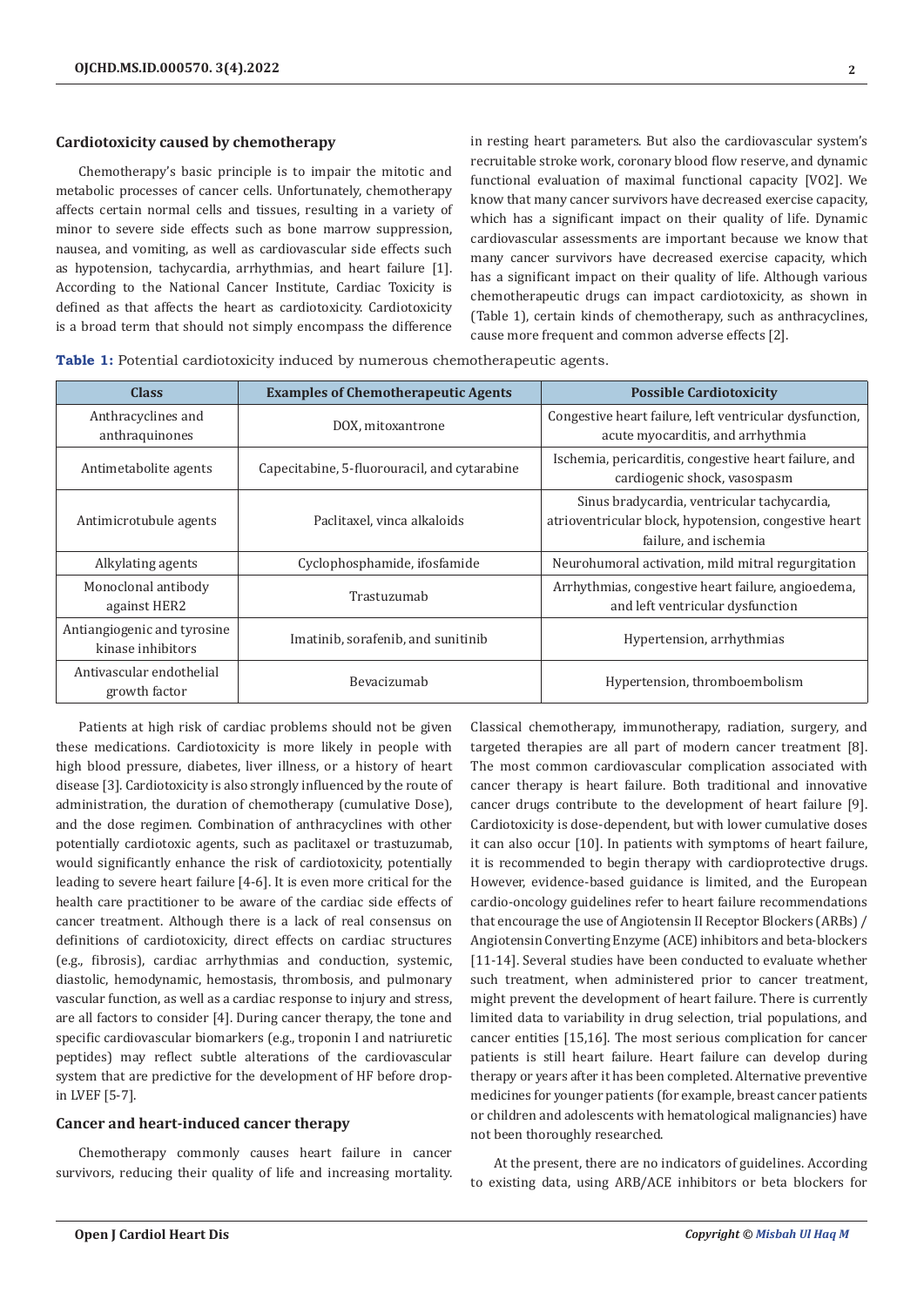### Cardiotoxicity caused by chemotherapy

Chemotherapy's basic principle is to impair the mitotic and metabolic processes of cancer cells. Unfortunately, chemotherapy affects certain normal cells and tissues, resulting in a variety of minor to severe side effects such as bone marrow suppression, nausea, and vomiting, as well as cardiovascular side effects such as hypotension, tachycardia, arrhythmias, and heart failure [1]. According to the National Cancer Institute, Cardiac Toxicity is defined as that affects the heart as cardiotoxicity. Cardiotoxicity is a broad term that should not simply encompass the difference in resting heart parameters. But also the cardiovascular system's recruitable stroke work, coronary blood flow reserve, and dynamic functional evaluation of maximal functional capacity [VO2]. We know that many cancer survivors have decreased exercise capacity, which has a significant impact on their quality of life. Dynamic cardiovascular assessments are important because we know that many cancer survivors have decreased exercise capacity, which has a significant impact on their quality of life. Although various chemotherapeutic drugs can impact cardiotoxicity, as shown in (Table 1), certain kinds of chemotherapy, such as anthracyclines, cause more frequent and common adverse effects [2].

**Table 1:** Potential cardiotoxicity induced by numerous chemotherapeutic agents.

| Class | Examples of Chemotherapeutic Agents | Possible Cardiotoxicity |
|---|---|---|
| Anthracyclines and anthraquinones | DOX, mitoxantrone | Congestive heart failure, left ventricular dysfunction, acute myocarditis, and arrhythmia |
| Antimetabolite agents | Capecitabine, 5-fluorouracil, and cytarabine | Ischemia, pericarditis, congestive heart failure, and cardiogenic shock, vasospasm |
| Antimicrotubule agents | Paclitaxel, vinca alkaloids | Sinus bradycardia, ventricular tachycardia, atrioventricular block, hypotension, congestive heart failure, and ischemia |
| Alkylating agents | Cyclophosphamide, ifosfamide | Neurohumoral activation, mild mitral regurgitation |
| Monoclonal antibody against HER2 | Trastuzumab | Arrhythmias, congestive heart failure, angioedema, and left ventricular dysfunction |
| Antiangiogenic and tyrosine kinase inhibitors | Imatinib, sorafenib, and sunitinib | Hypertension, arrhythmias |
| Antivascular endothelial growth factor | Bevacizumab | Hypertension, thromboembolism |

Patients at high risk of cardiac problems should not be given these medications. Cardiotoxicity is more likely in people with high blood pressure, diabetes, liver illness, or a history of heart disease [3]. Cardiotoxicity is also strongly influenced by the route of administration, the duration of chemotherapy (cumulative Dose), and the dose regimen. Combination of anthracyclines with other potentially cardiotoxic agents, such as paclitaxel or trastuzumab, would significantly enhance the risk of cardiotoxicity, potentially leading to severe heart failure [4-6]. It is even more critical for the health care practitioner to be aware of the cardiac side effects of cancer treatment. Although there is a lack of real consensus on definitions of cardiotoxicity, direct effects on cardiac structures (e.g., fibrosis), cardiac arrhythmias and conduction, systemic, diastolic, hemodynamic, hemostasis, thrombosis, and pulmonary vascular function, as well as a cardiac response to injury and stress, are all factors to consider [4]. During cancer therapy, the tone and specific cardiovascular biomarkers (e.g., troponin I and natriuretic peptides) may reflect subtle alterations of the cardiovascular system that are predictive for the development of HF before drop-in LVEF [5-7].

### Cancer and heart-induced cancer therapy

Chemotherapy commonly causes heart failure in cancer survivors, reducing their quality of life and increasing mortality. Classical chemotherapy, immunotherapy, radiation, surgery, and targeted therapies are all part of modern cancer treatment [8]. The most common cardiovascular complication associated with cancer therapy is heart failure. Both traditional and innovative cancer drugs contribute to the development of heart failure [9]. Cardiotoxicity is dose-dependent, but with lower cumulative doses it can also occur [10]. In patients with symptoms of heart failure, it is recommended to begin therapy with cardioprotective drugs. However, evidence-based guidance is limited, and the European cardio-oncology guidelines refer to heart failure recommendations that encourage the use of Angiotensin II Receptor Blockers (ARBs) / Angiotensin Converting Enzyme (ACE) inhibitors and beta-blockers [11-14]. Several studies have been conducted to evaluate whether such treatment, when administered prior to cancer treatment, might prevent the development of heart failure. There is currently limited data to variability in drug selection, trial populations, and cancer entities [15,16]. The most serious complication for cancer patients is still heart failure. Heart failure can develop during therapy or years after it has been completed. Alternative preventive medicines for younger patients (for example, breast cancer patients or children and adolescents with hematological malignancies) have not been thoroughly researched.

At the present, there are no indicators of guidelines. According to existing data, using ARB/ACE inhibitors or beta blockers for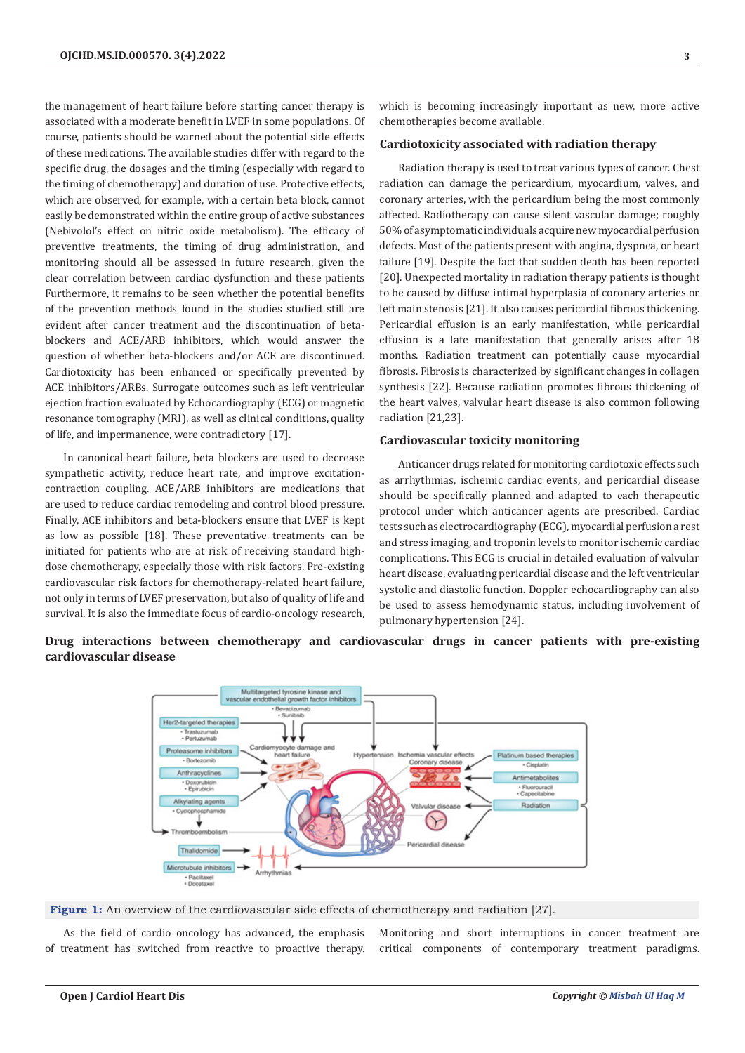the management of heart failure before starting cancer therapy is associated with a moderate benefit in LVEF in some populations. Of course, patients should be warned about the potential side effects of these medications. The available studies differ with regard to the specific drug, the dosages and the timing (especially with regard to the timing of chemotherapy) and duration of use. Protective effects, which are observed, for example, with a certain beta block, cannot easily be demonstrated within the entire group of active substances (Nebivolol's effect on nitric oxide metabolism). The efficacy of preventive treatments, the timing of drug administration, and monitoring should all be assessed in future research, given the clear correlation between cardiac dysfunction and these patients Furthermore, it remains to be seen whether the potential benefits of the prevention methods found in the studies studied still are evident after cancer treatment and the discontinuation of beta-blockers and ACE/ARB inhibitors, which would answer the question of whether beta-blockers and/or ACE are discontinued. Cardiotoxicity has been enhanced or specifically prevented by ACE inhibitors/ARBs. Surrogate outcomes such as left ventricular ejection fraction evaluated by Echocardiography (ECG) or magnetic resonance tomography (MRI), as well as clinical conditions, quality of life, and impermanence, were contradictory [17].

In canonical heart failure, beta blockers are used to decrease sympathetic activity, reduce heart rate, and improve excitation-contraction coupling. ACE/ARB inhibitors are medications that are used to reduce cardiac remodeling and control blood pressure. Finally, ACE inhibitors and beta-blockers ensure that LVEF is kept as low as possible [18]. These preventative treatments can be initiated for patients who are at risk of receiving standard high-dose chemotherapy, especially those with risk factors. Pre-existing cardiovascular risk factors for chemotherapy-related heart failure, not only in terms of LVEF preservation, but also of quality of life and survival. It is also the immediate focus of cardio-oncology research, which is becoming increasingly important as new, more active chemotherapies become available.

## Cardiotoxicity associated with radiation therapy

Radiation therapy is used to treat various types of cancer. Chest radiation can damage the pericardium, myocardium, valves, and coronary arteries, with the pericardium being the most commonly affected. Radiotherapy can cause silent vascular damage; roughly 50% of asymptomatic individuals acquire new myocardial perfusion defects. Most of the patients present with angina, dyspnea, or heart failure [19]. Despite the fact that sudden death has been reported [20]. Unexpected mortality in radiation therapy patients is thought to be caused by diffuse intimal hyperplasia of coronary arteries or left main stenosis [21]. It also causes pericardial fibrous thickening. Pericardial effusion is an early manifestation, while pericardial effusion is a late manifestation that generally arises after 18 months. Radiation treatment can potentially cause myocardial fibrosis. Fibrosis is characterized by significant changes in collagen synthesis [22]. Because radiation promotes fibrous thickening of the heart valves, valvular heart disease is also common following radiation [21,23].

## Cardiovascular toxicity monitoring

Anticancer drugs related for monitoring cardiotoxic effects such as arrhythmias, ischemic cardiac events, and pericardial disease should be specifically planned and adapted to each therapeutic protocol under which anticancer agents are prescribed. Cardiac tests such as electrocardiography (ECG), myocardial perfusion a rest and stress imaging, and troponin levels to monitor ischemic cardiac complications. This ECG is crucial in detailed evaluation of valvular heart disease, evaluating pericardial disease and the left ventricular systolic and diastolic function. Doppler echocardiography can also be used to assess hemodynamic status, including involvement of pulmonary hypertension [24].

## Drug interactions between chemotherapy and cardiovascular drugs in cancer patients with pre-existing cardiovascular disease

**Figure 1:** An overview of the cardiovascular side effects of chemotherapy and radiation [27].

As the field of cardio oncology has advanced, the emphasis of treatment has switched from reactive to proactive therapy. Monitoring and short interruptions in cancer treatment are critical components of contemporary treatment paradigms.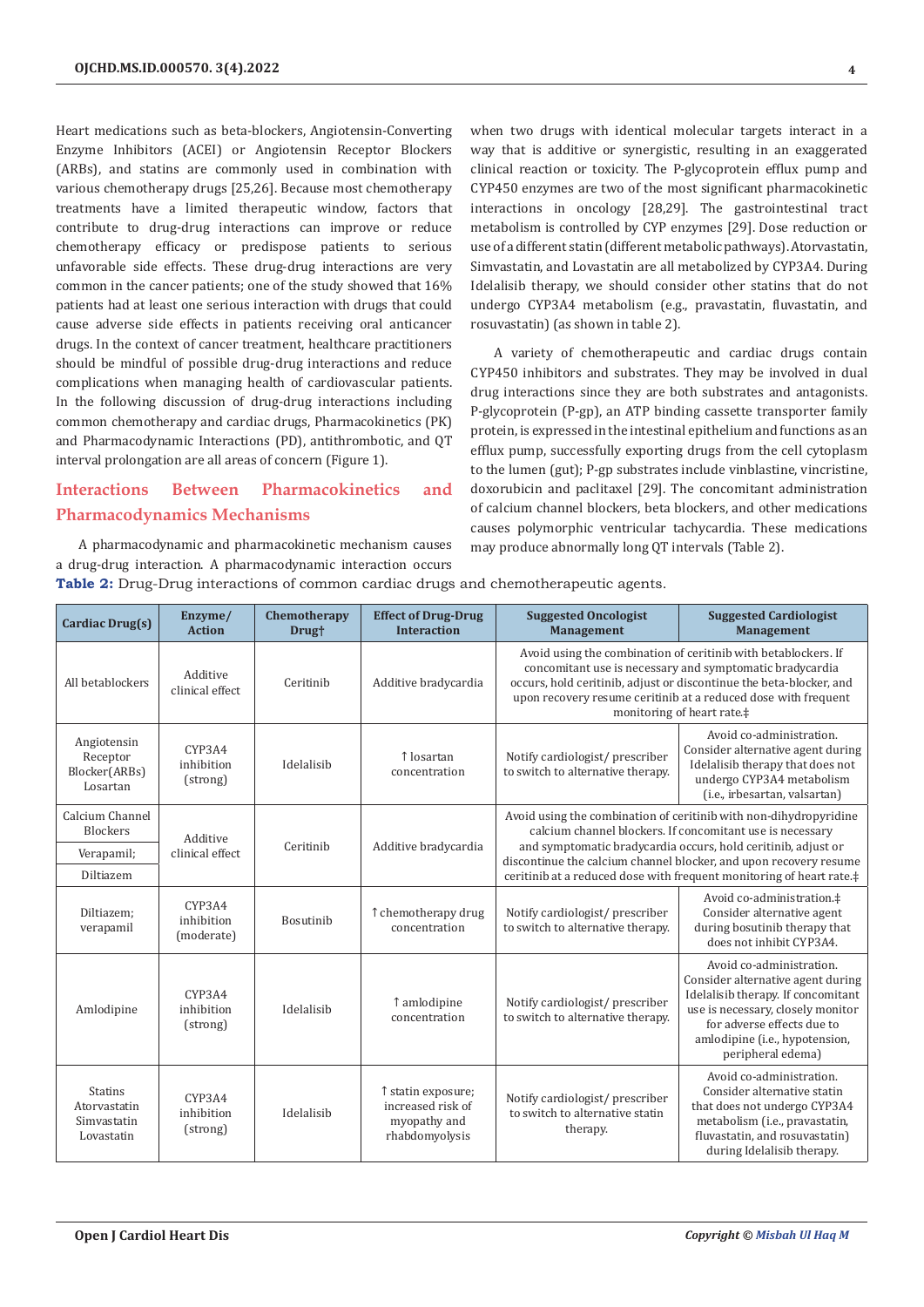Heart medications such as beta-blockers, Angiotensin-Converting Enzyme Inhibitors (ACEI) or Angiotensin Receptor Blockers (ARBs), and statins are commonly used in combination with various chemotherapy drugs [25,26]. Because most chemotherapy treatments have a limited therapeutic window, factors that contribute to drug-drug interactions can improve or reduce chemotherapy efficacy or predispose patients to serious unfavorable side effects. These drug-drug interactions are very common in the cancer patients; one of the study showed that 16% patients had at least one serious interaction with drugs that could cause adverse side effects in patients receiving oral anticancer drugs. In the context of cancer treatment, healthcare practitioners should be mindful of possible drug-drug interactions and reduce complications when managing health of cardiovascular patients. In the following discussion of drug-drug interactions including common chemotherapy and cardiac drugs, Pharmacokinetics (PK) and Pharmacodynamic Interactions (PD), antithrombotic, and QT interval prolongation are all areas of concern (Figure 1).

## Interactions Between Pharmacokinetics and Pharmacodynamics Mechanisms

A pharmacodynamic and pharmacokinetic mechanism causes a drug-drug interaction. A pharmacodynamic interaction occurs when two drugs with identical molecular targets interact in a way that is additive or synergistic, resulting in an exaggerated clinical reaction or toxicity. The P-glycoprotein efflux pump and CYP450 enzymes are two of the most significant pharmacokinetic interactions in oncology [28,29]. The gastrointestinal tract metabolism is controlled by CYP enzymes [29]. Dose reduction or use of a different statin (different metabolic pathways). Atorvastatin, Simvastatin, and Lovastatin are all metabolized by CYP3A4. During Idelalisib therapy, we should consider other statins that do not undergo CYP3A4 metabolism (e.g., pravastatin, fluvastatin, and rosuvastatin) (as shown in table 2).

A variety of chemotherapeutic and cardiac drugs contain CYP450 inhibitors and substrates. They may be involved in dual drug interactions since they are both substrates and antagonists. P-glycoprotein (P-gp), an ATP binding cassette transporter family protein, is expressed in the intestinal epithelium and functions as an efflux pump, successfully exporting drugs from the cell cytoplasm to the lumen (gut); P-gp substrates include vinblastine, vincristine, doxorubicin and paclitaxel [29]. The concomitant administration of calcium channel blockers, beta blockers, and other medications causes polymorphic ventricular tachycardia. These medications may produce abnormally long QT intervals (Table 2).

**Table 2:** Drug-Drug interactions of common cardiac drugs and chemotherapeutic agents.

| Cardiac Drug(s) | Enzyme/ Action | Chemotherapy Drug† | Effect of Drug-Drug Interaction | Suggested Oncologist Management | Suggested Cardiologist Management |
|---|---|---|---|---|---|
| All betablockers | Additive clinical effect | Ceritinib | Additive bradycardia | Avoid using the combination of ceritinib with betablockers. If concomitant use is necessary and symptomatic bradycardia occurs, hold ceritinib, adjust or discontinue the beta-blocker, and upon recovery resume ceritinib at a reduced dose with frequent monitoring of heart rate.‡ | |
| Angiotensin Receptor Blocker(ARBs) Losartan | CYP3A4 inhibition (strong) | Idelalisib | ↑ losartan concentration | Notify cardiologist/ prescriber to switch to alternative therapy. | Avoid co-administration. Consider alternative agent during Idelalisib therapy that does not undergo CYP3A4 metabolism (i.e., irbesartan, valsartan) |
| Calcium Channel Blockers Verapamil; Diltiazem | Additive clinical effect | Ceritinib | Additive bradycardia | Avoid using the combination of ceritinib with non-dihydropyridine calcium channel blockers. If concomitant use is necessary and symptomatic bradycardia occurs, hold ceritinib, adjust or discontinue the calcium channel blocker, and upon recovery resume ceritinib at a reduced dose with frequent monitoring of heart rate.‡ | |
| Diltiazem; verapamil | CYP3A4 inhibition (moderate) | Bosutinib | ↑ chemotherapy drug concentration | Notify cardiologist/ prescriber to switch to alternative therapy. | Avoid co-administration.‡ Consider alternative agent during bosutinib therapy that does not inhibit CYP3A4. |
| Amlodipine | CYP3A4 inhibition (strong) | Idelalisib | ↑ amlodipine concentration | Notify cardiologist/ prescriber to switch to alternative therapy. | Avoid co-administration. Consider alternative agent during Idelalisib therapy. If concomitant use is necessary, closely monitor for adverse effects due to amlodipine (i.e., hypotension, peripheral edema) |
| Statins Atorvastatin Simvastatin Lovastatin | CYP3A4 inhibition (strong) | Idelalisib | ↑ statin exposure; increased risk of myopathy and rhabdomyolysis | Notify cardiologist/ prescriber to switch to alternative statin therapy. | Avoid co-administration. Consider alternative statin that does not undergo CYP3A4 metabolism (i.e., pravastatin, fluvastatin, and rosuvastatin) during Idelalisib therapy. |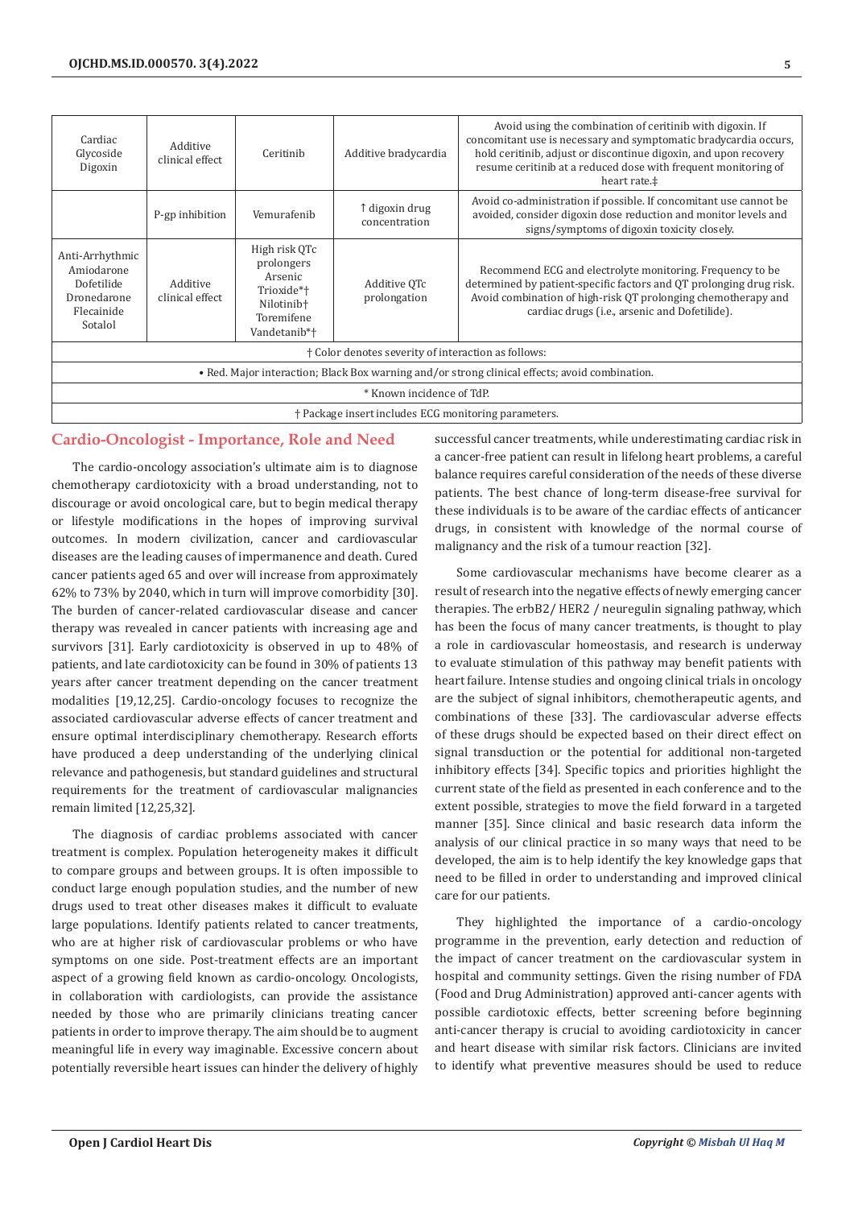| Cardiac Glycoside Digoxin | Additive clinical effect | Ceritinib | Additive bradycardia | Avoid using the combination of ceritinib with digoxin. If concomitant use is necessary and symptomatic bradycardia occurs, hold ceritinib, adjust or discontinue digoxin, and upon recovery resume ceritinib at a reduced dose with frequent monitoring of heart rate.‡ |
|---|---|---|---|---|
| | P-gp inhibition | Vemurafenib | ↑ digoxin drug concentration | Avoid co-administration if possible. If concomitant use cannot be avoided, consider digoxin dose reduction and monitor levels and signs/symptoms of digoxin toxicity closely. |
| Anti-Arrhythmic Amiodarone Dofetilide Dronedarone Flecainide Sotalol | Additive clinical effect | High risk QTc prolongers Arsenic Trioxide*† Nilotinib† Toremifene Vandetanib*† | Additive QTc prolongation | Recommend ECG and electrolyte monitoring. Frequency to be determined by patient-specific factors and QT prolonging drug risk. Avoid combination of high-risk QT prolonging chemotherapy and cardiac drugs (i.e., arsenic and Dofetilide). |

† Color denotes severity of interaction as follows:

• Red. Major interaction; Black Box warning and/or strong clinical effects; avoid combination.

* Known incidence of TdP.

† Package insert includes ECG monitoring parameters.

## Cardio-Oncologist - Importance, Role and Need

The cardio-oncology association's ultimate aim is to diagnose chemotherapy cardiotoxicity with a broad understanding, not to discourage or avoid oncological care, but to begin medical therapy or lifestyle modifications in the hopes of improving survival outcomes. In modern civilization, cancer and cardiovascular diseases are the leading causes of impermanence and death. Cured cancer patients aged 65 and over will increase from approximately 62% to 73% by 2040, which in turn will improve comorbidity [30]. The burden of cancer-related cardiovascular disease and cancer therapy was revealed in cancer patients with increasing age and survivors [31]. Early cardiotoxicity is observed in up to 48% of patients, and late cardiotoxicity can be found in 30% of patients 13 years after cancer treatment depending on the cancer treatment modalities [19,12,25]. Cardio-oncology focuses to recognize the associated cardiovascular adverse effects of cancer treatment and ensure optimal interdisciplinary chemotherapy. Research efforts have produced a deep understanding of the underlying clinical relevance and pathogenesis, but standard guidelines and structural requirements for the treatment of cardiovascular malignancies remain limited [12,25,32].

The diagnosis of cardiac problems associated with cancer treatment is complex. Population heterogeneity makes it difficult to compare groups and between groups. It is often impossible to conduct large enough population studies, and the number of new drugs used to treat other diseases makes it difficult to evaluate large populations. Identify patients related to cancer treatments, who are at higher risk of cardiovascular problems or who have symptoms on one side. Post-treatment effects are an important aspect of a growing field known as cardio-oncology. Oncologists, in collaboration with cardiologists, can provide the assistance needed by those who are primarily clinicians treating cancer patients in order to improve therapy. The aim should be to augment meaningful life in every way imaginable. Excessive concern about potentially reversible heart issues can hinder the delivery of highly successful cancer treatments, while underestimating cardiac risk in a cancer-free patient can result in lifelong heart problems, a careful balance requires careful consideration of the needs of these diverse patients. The best chance of long-term disease-free survival for these individuals is to be aware of the cardiac effects of anticancer drugs, in consistent with knowledge of the normal course of malignancy and the risk of a tumour reaction [32].

Some cardiovascular mechanisms have become clearer as a result of research into the negative effects of newly emerging cancer therapies. The erbB2/ HER2 / neuregulin signaling pathway, which has been the focus of many cancer treatments, is thought to play a role in cardiovascular homeostasis, and research is underway to evaluate stimulation of this pathway may benefit patients with heart failure. Intense studies and ongoing clinical trials in oncology are the subject of signal inhibitors, chemotherapeutic agents, and combinations of these [33]. The cardiovascular adverse effects of these drugs should be expected based on their direct effect on signal transduction or the potential for additional non-targeted inhibitory effects [34]. Specific topics and priorities highlight the current state of the field as presented in each conference and to the extent possible, strategies to move the field forward in a targeted manner [35]. Since clinical and basic research data inform the analysis of our clinical practice in so many ways that need to be developed, the aim is to help identify the key knowledge gaps that need to be filled in order to understanding and improved clinical care for our patients.

They highlighted the importance of a cardio-oncology programme in the prevention, early detection and reduction of the impact of cancer treatment on the cardiovascular system in hospital and community settings. Given the rising number of FDA (Food and Drug Administration) approved anti-cancer agents with possible cardiotoxic effects, better screening before beginning anti-cancer therapy is crucial to avoiding cardiotoxicity in cancer and heart disease with similar risk factors. Clinicians are invited to identify what preventive measures should be used to reduce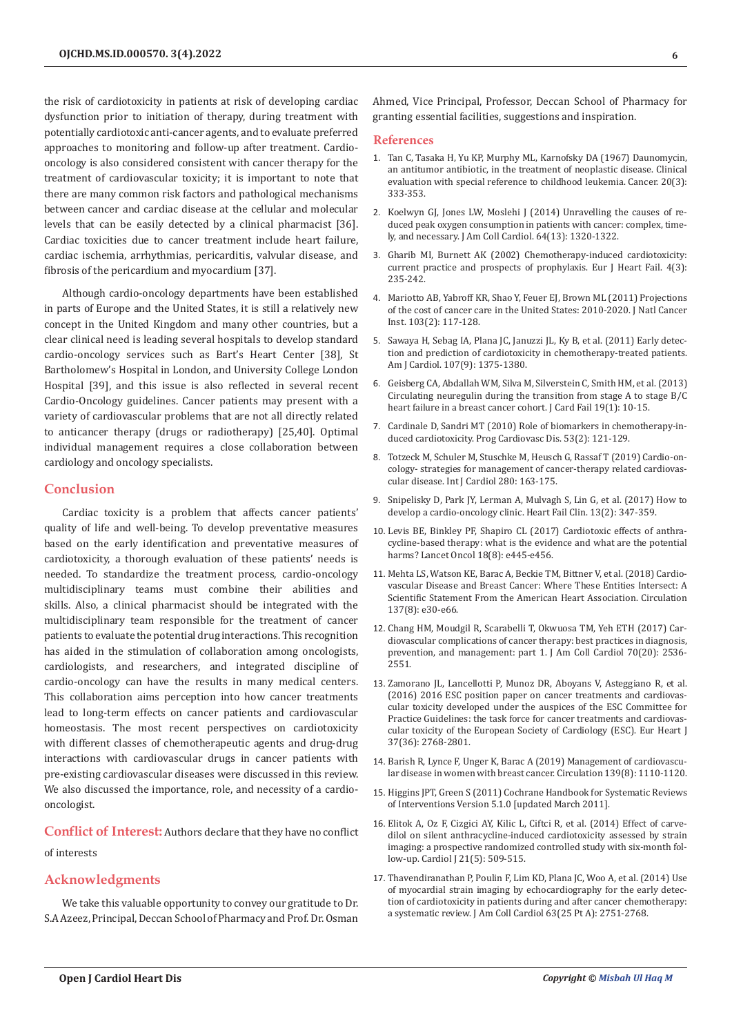the risk of cardiotoxicity in patients at risk of developing cardiac dysfunction prior to initiation of therapy, during treatment with potentially cardiotoxic anti-cancer agents, and to evaluate preferred approaches to monitoring and follow-up after treatment. Cardio-oncology is also considered consistent with cancer therapy for the treatment of cardiovascular toxicity; it is important to note that there are many common risk factors and pathological mechanisms between cancer and cardiac disease at the cellular and molecular levels that can be easily detected by a clinical pharmacist [36]. Cardiac toxicities due to cancer treatment include heart failure, cardiac ischemia, arrhythmias, pericarditis, valvular disease, and fibrosis of the pericardium and myocardium [37].

Although cardio-oncology departments have been established in parts of Europe and the United States, it is still a relatively new concept in the United Kingdom and many other countries, but a clear clinical need is leading several hospitals to develop standard cardio-oncology services such as Bart's Heart Center [38], St Bartholomew's Hospital in London, and University College London Hospital [39], and this issue is also reflected in several recent Cardio-Oncology guidelines. Cancer patients may present with a variety of cardiovascular problems that are not all directly related to anticancer therapy (drugs or radiotherapy) [25,40]. Optimal individual management requires a close collaboration between cardiology and oncology specialists.

## Conclusion

Cardiac toxicity is a problem that affects cancer patients' quality of life and well-being. To develop preventative measures based on the early identification and preventative measures of cardiotoxicity, a thorough evaluation of these patients' needs is needed. To standardize the treatment process, cardio-oncology multidisciplinary teams must combine their abilities and skills. Also, a clinical pharmacist should be integrated with the multidisciplinary team responsible for the treatment of cancer patients to evaluate the potential drug interactions. This recognition has aided in the stimulation of collaboration among oncologists, cardiologists, and researchers, and integrated discipline of cardio-oncology can have the results in many medical centers. This collaboration aims perception into how cancer treatments lead to long-term effects on cancer patients and cardiovascular homeostasis. The most recent perspectives on cardiotoxicity with different classes of chemotherapeutic agents and drug-drug interactions with cardiovascular drugs in cancer patients with pre-existing cardiovascular diseases were discussed in this review. We also discussed the importance, role, and necessity of a cardio-oncologist.

## Conflict of Interest:

Authors declare that they have no conflict of interests

## Acknowledgments

We take this valuable opportunity to convey our gratitude to Dr. S.A Azeez, Principal, Deccan School of Pharmacy and Prof. Dr. Osman Ahmed, Vice Principal, Professor, Deccan School of Pharmacy for granting essential facilities, suggestions and inspiration.

## References

1. Tan C, Tasaka H, Yu KP, Murphy ML, Karnofsky DA (1967) Daunomycin, an antitumor antibiotic, in the treatment of neoplastic disease. Clinical evaluation with special reference to childhood leukemia. Cancer. 20(3): 333-353.
2. Koelwyn GJ, Jones LW, Moslehi J (2014) Unravelling the causes of reduced peak oxygen consumption in patients with cancer: complex, timely, and necessary. J Am Coll Cardiol. 64(13): 1320-1322.
3. Gharib MI, Burnett AK (2002) Chemotherapy-induced cardiotoxicity: current practice and prospects of prophylaxis. Eur J Heart Fail. 4(3): 235-242.
4. Mariotto AB, Yabroff KR, Shao Y, Feuer EJ, Brown ML (2011) Projections of the cost of cancer care in the United States: 2010-2020. J Natl Cancer Inst. 103(2): 117-128.
5. Sawaya H, Sebag IA, Plana JC, Januzzi JL, Ky B, et al. (2011) Early detection and prediction of cardiotoxicity in chemotherapy-treated patients. Am J Cardiol. 107(9): 1375-1380.
6. Geisberg CA, Abdallah WM, Silva M, Silverstein C, Smith HM, et al. (2013) Circulating neuregulin during the transition from stage A to stage B/C heart failure in a breast cancer cohort. J Card Fail 19(1): 10-15.
7. Cardinale D, Sandri MT (2010) Role of biomarkers in chemotherapy-induced cardiotoxicity. Prog Cardiovasc Dis. 53(2): 121-129.
8. Totzeck M, Schuler M, Stuschke M, Heusch G, Rassaf T (2019) Cardio-oncology- strategies for management of cancer-therapy related cardiovascular disease. Int J Cardiol 280: 163-175.
9. Snipelisky D, Park JY, Lerman A, Mulvagh S, Lin G, et al. (2017) How to develop a cardio-oncology clinic. Heart Fail Clin. 13(2): 347-359.
10. Levis BE, Binkley PF, Shapiro CL (2017) Cardiotoxic effects of anthracycline-based therapy: what is the evidence and what are the potential harms? Lancet Oncol 18(8): e445-e456.
11. Mehta LS, Watson KE, Barac A, Beckie TM, Bittner V, et al. (2018) Cardiovascular Disease and Breast Cancer: Where These Entities Intersect: A Scientific Statement From the American Heart Association. Circulation 137(8): e30-e66.
12. Chang HM, Moudgil R, Scarabelli T, Okwuosa TM, Yeh ETH (2017) Cardiovascular complications of cancer therapy: best practices in diagnosis, prevention, and management: part 1. J Am Coll Cardiol 70(20): 2536-2551.
13. Zamorano JL, Lancellotti P, Munoz DR, Aboyans V, Asteggiano R, et al. (2016) 2016 ESC position paper on cancer treatments and cardiovascular toxicity developed under the auspices of the ESC Committee for Practice Guidelines: the task force for cancer treatments and cardiovascular toxicity of the European Society of Cardiology (ESC). Eur Heart J 37(36): 2768-2801.
14. Barish R, Lynce F, Unger K, Barac A (2019) Management of cardiovascular disease in women with breast cancer. Circulation 139(8): 1110-1120.
15. Higgins JPT, Green S (2011) Cochrane Handbook for Systematic Reviews of Interventions Version 5.1.0 [updated March 2011].
16. Elitok A, Oz F, Cizgici AY, Kilic L, Ciftci R, et al. (2014) Effect of carvedilol on silent anthracycline-induced cardiotoxicity assessed by strain imaging: a prospective randomized controlled study with six-month follow-up. Cardiol J 21(5): 509-515.
17. Thavendiranathan P, Poulin F, Lim KD, Plana JC, Woo A, et al. (2014) Use of myocardial strain imaging by echocardiography for the early detection of cardiotoxicity in patients during and after cancer chemotherapy: a systematic review. J Am Coll Cardiol 63(25 Pt A): 2751-2768.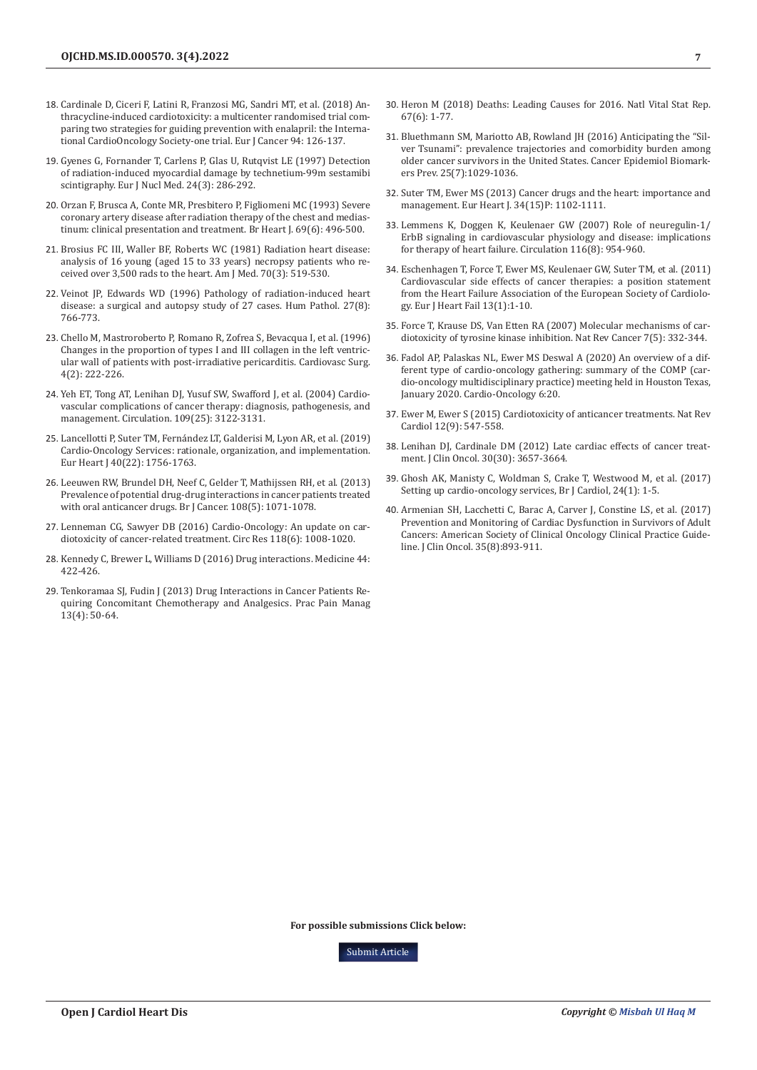18. Cardinale D, Ciceri F, Latini R, Franzosi MG, Sandri MT, et al. (2018) Anthracycline-induced cardiotoxicity: a multicenter randomised trial comparing two strategies for guiding prevention with enalapril: the International CardioOncology Society-one trial. Eur J Cancer 94: 126-137.
19. Gyenes G, Fornander T, Carlens P, Glas U, Rutqvist LE (1997) Detection of radiation-induced myocardial damage by technetium-99m sestamibi scintigraphy. Eur J Nucl Med. 24(3): 286-292.
20. Orzan F, Brusca A, Conte MR, Presbitero P, Figliomeni MC (1993) Severe coronary artery disease after radiation therapy of the chest and mediastinum: clinical presentation and treatment. Br Heart J. 69(6): 496-500.
21. Brosius FC III, Waller BF, Roberts WC (1981) Radiation heart disease: analysis of 16 young (aged 15 to 33 years) necropsy patients who received over 3,500 rads to the heart. Am J Med. 70(3): 519-530.
22. Veinot JP, Edwards WD (1996) Pathology of radiation-induced heart disease: a surgical and autopsy study of 27 cases. Hum Pathol. 27(8): 766-773.
23. Chello M, Mastroroberto P, Romano R, Zofrea S, Bevacqua I, et al. (1996) Changes in the proportion of types I and III collagen in the left ventricular wall of patients with post-irradiative pericarditis. Cardiovasc Surg. 4(2): 222-226.
24. Yeh ET, Tong AT, Lenihan DJ, Yusuf SW, Swafford J, et al. (2004) Cardiovascular complications of cancer therapy: diagnosis, pathogenesis, and management. Circulation. 109(25): 3122-3131.
25. Lancellotti P, Suter TM, Fernández LT, Galderisi M, Lyon AR, et al. (2019) Cardio-Oncology Services: rationale, organization, and implementation. Eur Heart J 40(22): 1756-1763.
26. Leeuwen RW, Brundel DH, Neef C, Gelder T, Mathijssen RH, et al. (2013) Prevalence of potential drug-drug interactions in cancer patients treated with oral anticancer drugs. Br J Cancer. 108(5): 1071-1078.
27. Lenneman CG, Sawyer DB (2016) Cardio-Oncology: An update on cardiotoxicity of cancer-related treatment. Circ Res 118(6): 1008-1020.
28. Kennedy C, Brewer L, Williams D (2016) Drug interactions. Medicine 44: 422-426.
29. Tenkoramaa SJ, Fudin J (2013) Drug Interactions in Cancer Patients Requiring Concomitant Chemotherapy and Analgesics. Prac Pain Manag 13(4): 50-64.
30. Heron M (2018) Deaths: Leading Causes for 2016. Natl Vital Stat Rep. 67(6): 1-77.
31. Bluethmann SM, Mariotto AB, Rowland JH (2016) Anticipating the "Silver Tsunami": prevalence trajectories and comorbidity burden among older cancer survivors in the United States. Cancer Epidemiol Biomarkers Prev. 25(7):1029-1036.
32. Suter TM, Ewer MS (2013) Cancer drugs and the heart: importance and management. Eur Heart J. 34(15)P: 1102-1111.
33. Lemmens K, Doggen K, Keulenaer GW (2007) Role of neuregulin-1/ErbB signaling in cardiovascular physiology and disease: implications for therapy of heart failure. Circulation 116(8): 954-960.
34. Eschenhagen T, Force T, Ewer MS, Keulenaer GW, Suter TM, et al. (2011) Cardiovascular side effects of cancer therapies: a position statement from the Heart Failure Association of the European Society of Cardiology. Eur J Heart Fail 13(1):1-10.
35. Force T, Krause DS, Van Etten RA (2007) Molecular mechanisms of cardiotoxicity of tyrosine kinase inhibition. Nat Rev Cancer 7(5): 332-344.
36. Fadol AP, Palaskas NL, Ewer MS Deswal A (2020) An overview of a different type of cardio-oncology gathering: summary of the COMP (cardio-oncology multidisciplinary practice) meeting held in Houston Texas, January 2020. Cardio-Oncology 6:20.
37. Ewer M, Ewer S (2015) Cardiotoxicity of anticancer treatments. Nat Rev Cardiol 12(9): 547-558.
38. Lenihan DJ, Cardinale DM (2012) Late cardiac effects of cancer treatment. J Clin Oncol. 30(30): 3657-3664.
39. Ghosh AK, Manisty C, Woldman S, Crake T, Westwood M, et al. (2017) Setting up cardio-oncology services, Br J Cardiol, 24(1): 1-5.
40. Armenian SH, Lacchetti C, Barac A, Carver J, Constine LS, et al. (2017) Prevention and Monitoring of Cardiac Dysfunction in Survivors of Adult Cancers: American Society of Clinical Oncology Clinical Practice Guideline. J Clin Oncol. 35(8):893-911.

**For possible submissions Click below:**

Submit Article